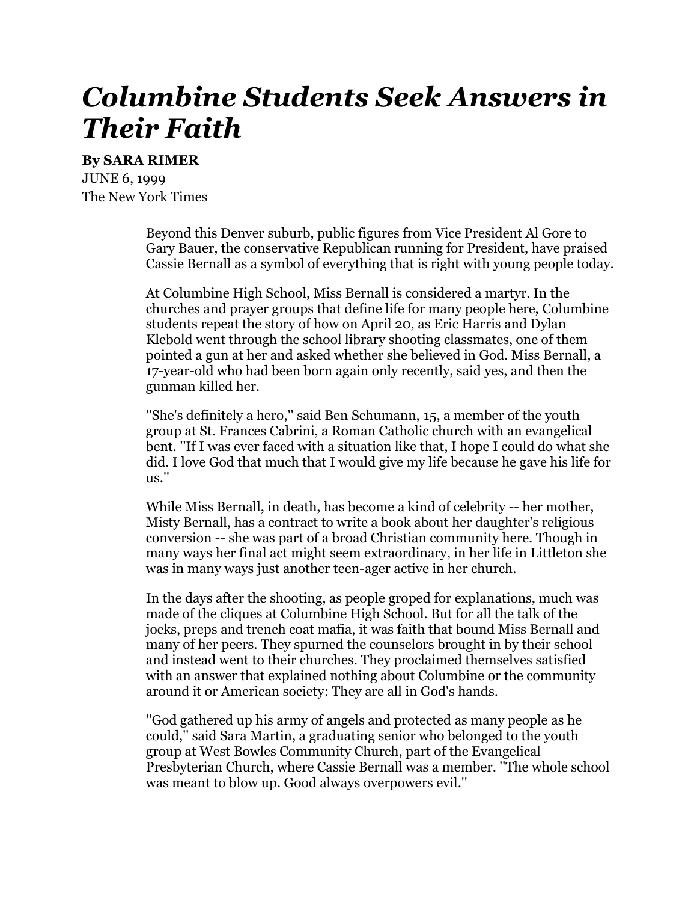# *Columbine Students Seek Answers in Their Faith*

**By SARA RIMER**

JUNE 6, 1999

The New York Times

Beyond this Denver suburb, public figures from Vice President Al Gore to Gary Bauer, the conservative Republican running for President, have praised Cassie Bernall as a symbol of everything that is right with young people today.

At Columbine High School, Miss Bernall is considered a martyr. In the churches and prayer groups that define life for many people here, Columbine students repeat the story of how on April 20, as Eric Harris and Dylan Klebold went through the school library shooting classmates, one of them pointed a gun at her and asked whether she believed in God. Miss Bernall, a 17-year-old who had been born again only recently, said yes, and then the gunman killed her.

''She's definitely a hero,'' said Ben Schumann, 15, a member of the youth group at St. Frances Cabrini, a Roman Catholic church with an evangelical bent. ''If I was ever faced with a situation like that, I hope I could do what she did. I love God that much that I would give my life because he gave his life for us.''

While Miss Bernall, in death, has become a kind of celebrity -- her mother, Misty Bernall, has a contract to write a book about her daughter's religious conversion -- she was part of a broad Christian community here. Though in many ways her final act might seem extraordinary, in her life in Littleton she was in many ways just another teen-ager active in her church.

In the days after the shooting, as people groped for explanations, much was made of the cliques at Columbine High School. But for all the talk of the jocks, preps and trench coat mafia, it was faith that bound Miss Bernall and many of her peers. They spurned the counselors brought in by their school and instead went to their churches. They proclaimed themselves satisfied with an answer that explained nothing about Columbine or the community around it or American society: They are all in God's hands.

''God gathered up his army of angels and protected as many people as he could,'' said Sara Martin, a graduating senior who belonged to the youth group at West Bowles Community Church, part of the Evangelical Presbyterian Church, where Cassie Bernall was a member. ''The whole school was meant to blow up. Good always overpowers evil.''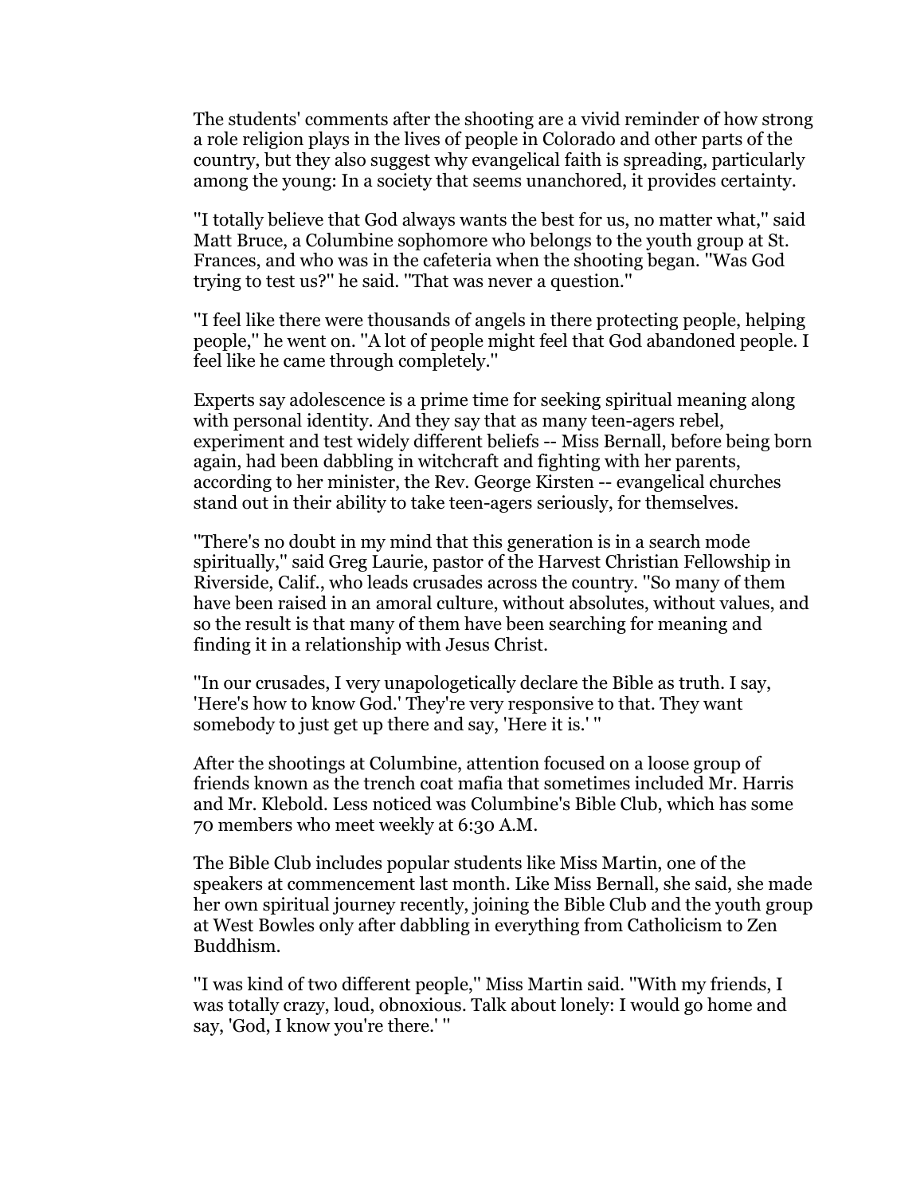The students' comments after the shooting are a vivid reminder of how strong a role religion plays in the lives of people in Colorado and other parts of the country, but they also suggest why evangelical faith is spreading, particularly among the young: In a society that seems unanchored, it provides certainty.

''I totally believe that God always wants the best for us, no matter what,'' said Matt Bruce, a Columbine sophomore who belongs to the youth group at St. Frances, and who was in the cafeteria when the shooting began. ''Was God trying to test us?'' he said. ''That was never a question.''

''I feel like there were thousands of angels in there protecting people, helping people,'' he went on. ''A lot of people might feel that God abandoned people. I feel like he came through completely.''

Experts say adolescence is a prime time for seeking spiritual meaning along with personal identity. And they say that as many teen-agers rebel, experiment and test widely different beliefs -- Miss Bernall, before being born again, had been dabbling in witchcraft and fighting with her parents, according to her minister, the Rev. George Kirsten -- evangelical churches stand out in their ability to take teen-agers seriously, for themselves.

''There's no doubt in my mind that this generation is in a search mode spiritually,'' said Greg Laurie, pastor of the Harvest Christian Fellowship in Riverside, Calif., who leads crusades across the country. ''So many of them have been raised in an amoral culture, without absolutes, without values, and so the result is that many of them have been searching for meaning and finding it in a relationship with Jesus Christ.

''In our crusades, I very unapologetically declare the Bible as truth. I say, 'Here's how to know God.' They're very responsive to that. They want somebody to just get up there and say, 'Here it is.' ''

After the shootings at Columbine, attention focused on a loose group of friends known as the trench coat mafia that sometimes included Mr. Harris and Mr. Klebold. Less noticed was Columbine's Bible Club, which has some 70 members who meet weekly at 6:30 A.M.

The Bible Club includes popular students like Miss Martin, one of the speakers at commencement last month. Like Miss Bernall, she said, she made her own spiritual journey recently, joining the Bible Club and the youth group at West Bowles only after dabbling in everything from Catholicism to Zen Buddhism.

''I was kind of two different people,'' Miss Martin said. ''With my friends, I was totally crazy, loud, obnoxious. Talk about lonely: I would go home and say, 'God, I know you're there.' ''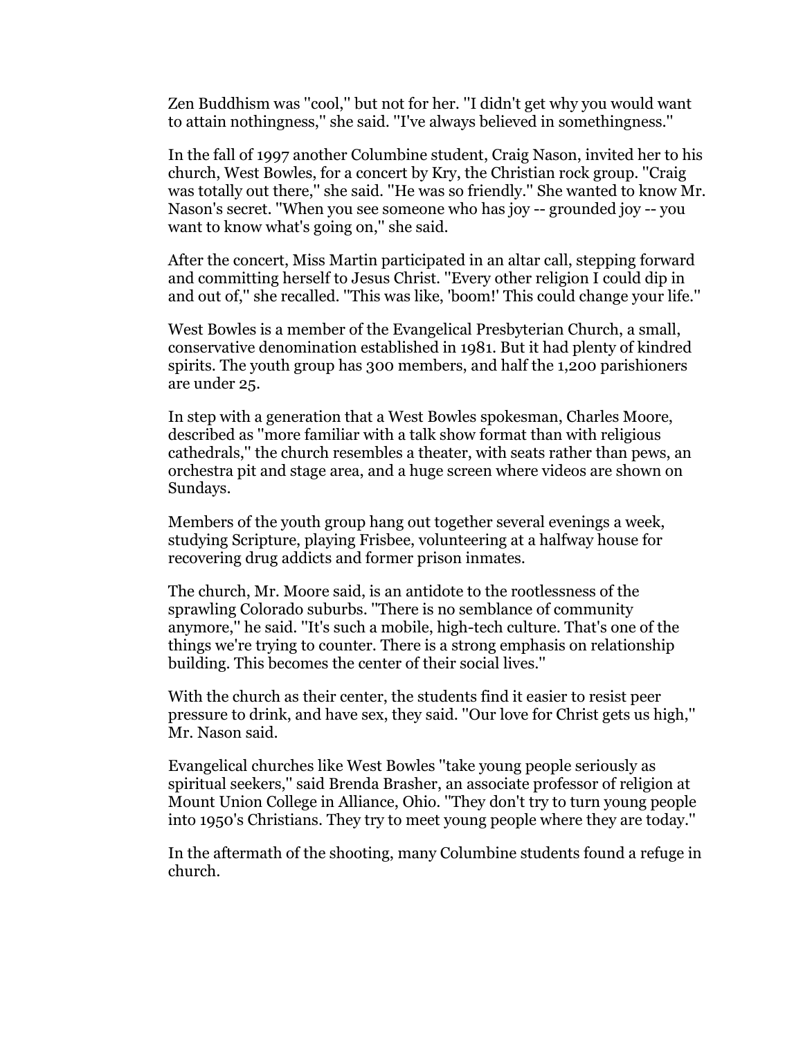Zen Buddhism was ''cool,'' but not for her. ''I didn't get why you would want to attain nothingness,'' she said. ''I've always believed in somethingness.''

In the fall of 1997 another Columbine student, Craig Nason, invited her to his church, West Bowles, for a concert by Kry, the Christian rock group. ''Craig was totally out there,'' she said. ''He was so friendly.'' She wanted to know Mr. Nason's secret. ''When you see someone who has joy -- grounded joy -- you want to know what's going on,'' she said.

After the concert, Miss Martin participated in an altar call, stepping forward and committing herself to Jesus Christ. ''Every other religion I could dip in and out of,'' she recalled. ''This was like, 'boom!' This could change your life.''

West Bowles is a member of the Evangelical Presbyterian Church, a small, conservative denomination established in 1981. But it had plenty of kindred spirits. The youth group has 300 members, and half the 1,200 parishioners are under 25.

In step with a generation that a West Bowles spokesman, Charles Moore, described as ''more familiar with a talk show format than with religious cathedrals,'' the church resembles a theater, with seats rather than pews, an orchestra pit and stage area, and a huge screen where videos are shown on Sundays.

Members of the youth group hang out together several evenings a week, studying Scripture, playing Frisbee, volunteering at a halfway house for recovering drug addicts and former prison inmates.

The church, Mr. Moore said, is an antidote to the rootlessness of the sprawling Colorado suburbs. ''There is no semblance of community anymore,'' he said. ''It's such a mobile, high-tech culture. That's one of the things we're trying to counter. There is a strong emphasis on relationship building. This becomes the center of their social lives.''

With the church as their center, the students find it easier to resist peer pressure to drink, and have sex, they said. ''Our love for Christ gets us high,'' Mr. Nason said.

Evangelical churches like West Bowles ''take young people seriously as spiritual seekers,'' said Brenda Brasher, an associate professor of religion at Mount Union College in Alliance, Ohio. ''They don't try to turn young people into 1950's Christians. They try to meet young people where they are today.''

In the aftermath of the shooting, many Columbine students found a refuge in church.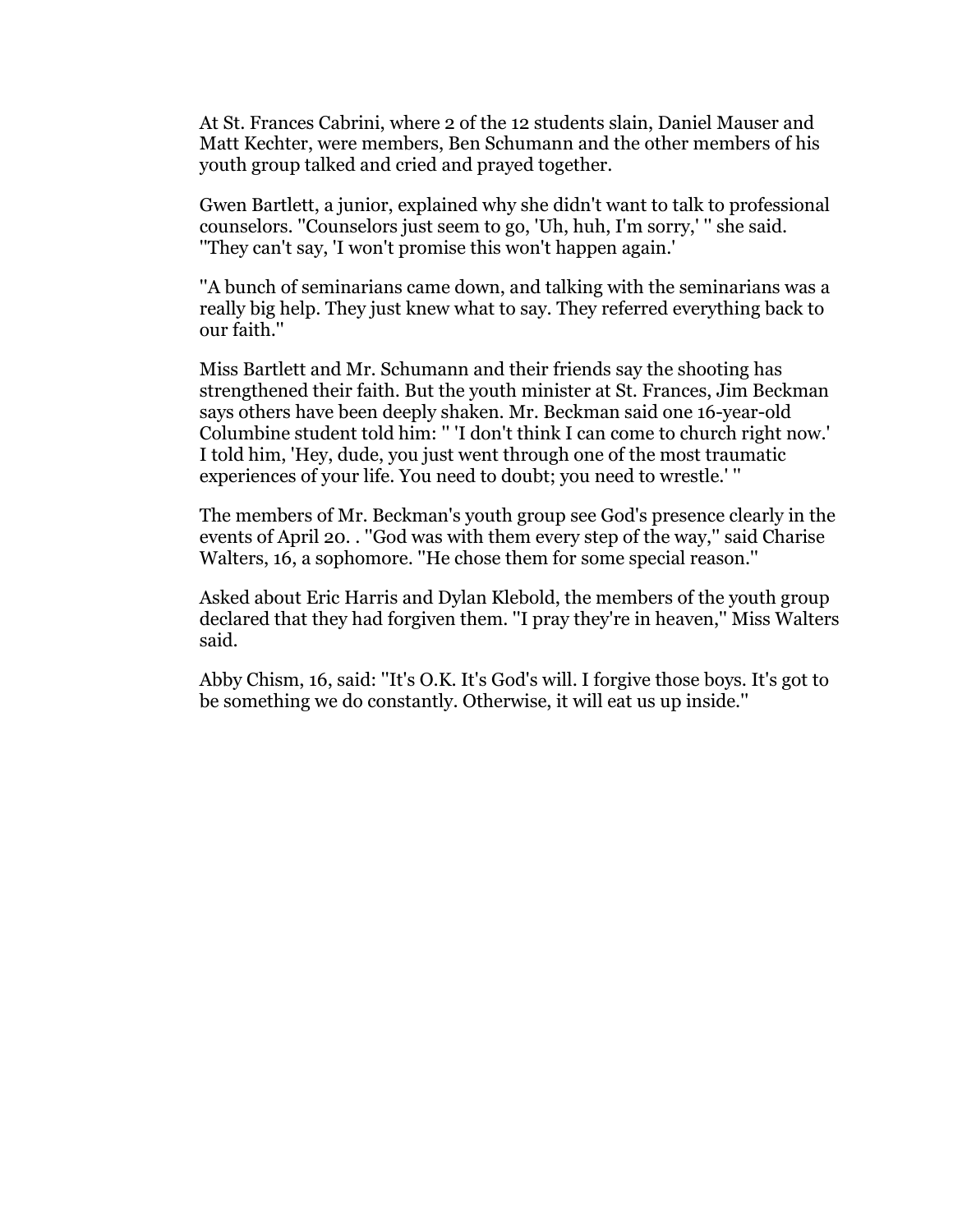At St. Frances Cabrini, where 2 of the 12 students slain, Daniel Mauser and Matt Kechter, were members, Ben Schumann and the other members of his youth group talked and cried and prayed together.

Gwen Bartlett, a junior, explained why she didn't want to talk to professional counselors. ''Counselors just seem to go, 'Uh, huh, I'm sorry,' '' she said. ''They can't say, 'I won't promise this won't happen again.'

''A bunch of seminarians came down, and talking with the seminarians was a really big help. They just knew what to say. They referred everything back to our faith.''

Miss Bartlett and Mr. Schumann and their friends say the shooting has strengthened their faith. But the youth minister at St. Frances, Jim Beckman says others have been deeply shaken. Mr. Beckman said one 16-year-old Columbine student told him: '' 'I don't think I can come to church right now.' I told him, 'Hey, dude, you just went through one of the most traumatic experiences of your life. You need to doubt; you need to wrestle.' ''

The members of Mr. Beckman's youth group see God's presence clearly in the events of April 20. . ''God was with them every step of the way,'' said Charise Walters, 16, a sophomore. ''He chose them for some special reason.''

Asked about Eric Harris and Dylan Klebold, the members of the youth group declared that they had forgiven them. ''I pray they're in heaven,'' Miss Walters said.

Abby Chism, 16, said: ''It's O.K. It's God's will. I forgive those boys. It's got to be something we do constantly. Otherwise, it will eat us up inside.''